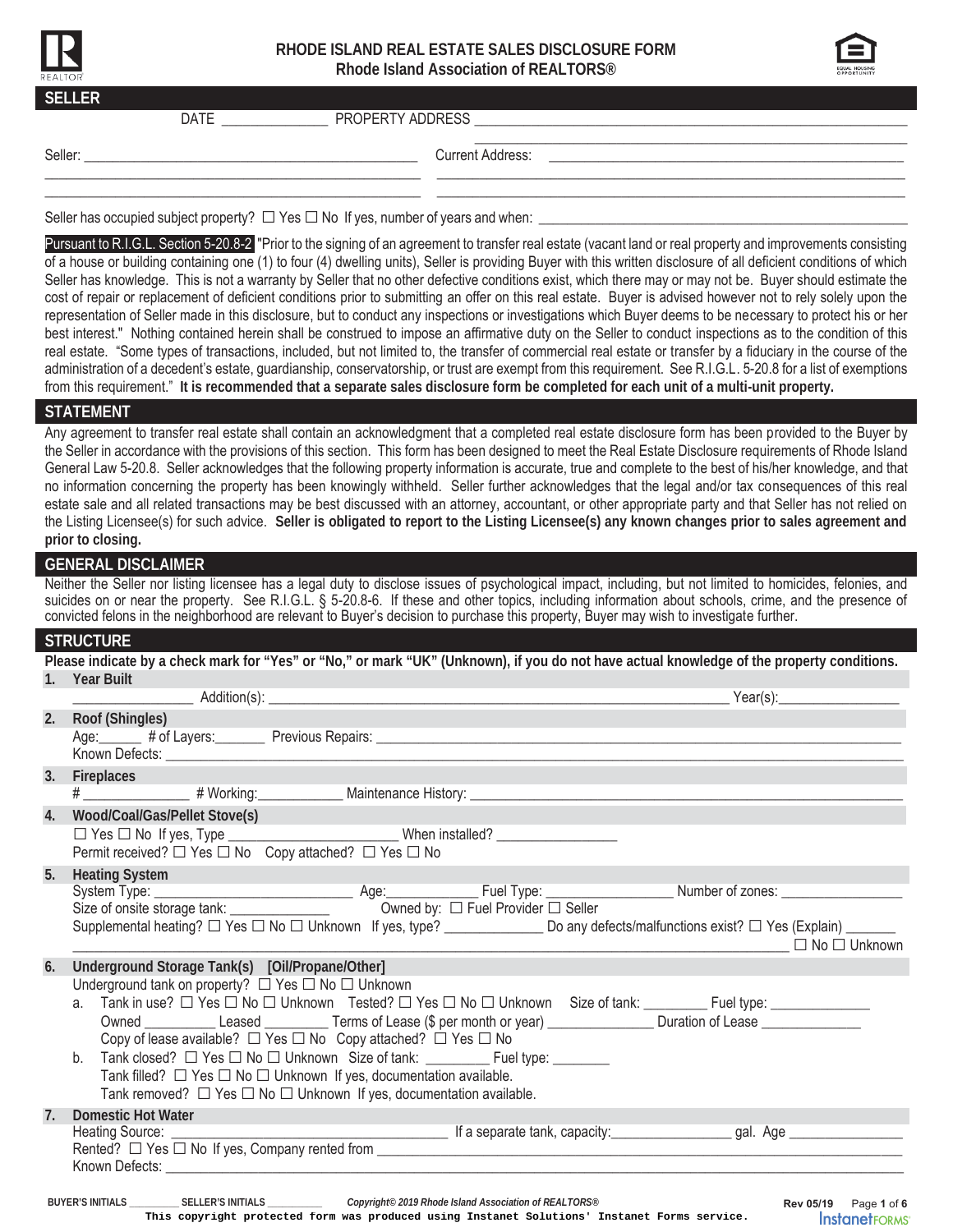# RHODE ISLAND REAL ESTATE SALES DISCLOSURE FORM

**Rhode Island Association of REALTORS®**

## SELLER

DATE ______________ PROPERTY ADDRESS ____________________________________________

Seller: ____________________________________________ Current Address: ____________________________________________

Seller has occupied subject property? ☐ Yes ☐ No If yes, number of years and when: ____________________________________________

Pursuant to R.I.G.L. Section 5-20.8-2 "Prior to the signing of an agreement to transfer real estate (vacant land or real property and improvements consisting of a house or building containing one (1) to four (4) dwelling units), Seller is providing Buyer with this written disclosure of all deficient conditions of which Seller has knowledge. This is not a warranty by Seller that no other defective conditions exist, which there may or may not be. Buyer should estimate the cost of repair or replacement of deficient conditions prior to submitting an offer on this real estate. Buyer is advised however not to rely solely upon the representation of Seller made in this disclosure, but to conduct any inspections or investigations which Buyer deems to be necessary to protect his or her best interest." Nothing contained herein shall be construed to impose an affirmative duty on the Seller to conduct inspections as to the condition of this real estate. "Some types of transactions, included, but not limited to, the transfer of commercial real estate or transfer by a fiduciary in the course of the administration of a decedent's estate, guardianship, conservatorship, or trust are exempt from this requirement. See R.I.G.L. 5-20.8 for a list of exemptions from this requirement." **It is recommended that a separate sales disclosure form be completed for each unit of a multi-unit property.**

## STATEMENT

Any agreement to transfer real estate shall contain an acknowledgment that a completed real estate disclosure form has been provided to the Buyer by the Seller in accordance with the provisions of this section. This form has been designed to meet the Real Estate Disclosure requirements of Rhode Island General Law 5-20.8. Seller acknowledges that the following property information is accurate, true and complete to the best of his/her knowledge, and that no information concerning the property has been knowingly withheld. Seller further acknowledges that the legal and/or tax consequences of this real estate sale and all related transactions may be best discussed with an attorney, accountant, or other appropriate party and that Seller has not relied on the Listing Licensee(s) for such advice. **Seller is obligated to report to the Listing Licensee(s) any known changes prior to sales agreement and prior to closing.**

## GENERAL DISCLAIMER

Neither the Seller nor listing licensee has a legal duty to disclose issues of psychological impact, including, but not limited to, homicides, felonies, and suicides on or near the property. See R.I.G.L. § 5-20.8-6. If these and other topics, including information about schools, crime, and the presence of convicted felons in the neighborhood are relevant to Buyer's decision to purchase this property, Buyer may wish to investigate further.

## STRUCTURE

**Please indicate by a check mark for "Yes" or "No," or mark "UK" (Unknown), if you do not have actual knowledge of the property conditions.**

**1. Year Built**

________________ Addition(s): ____________________________________________ Year(s): ________________

**2. Roof (Shingles)**

Age: ______ # of Layers: _______ Previous Repairs: ____________________________________________

Known Defects: ____________________________________________

**3. Fireplaces**

# ______________ # Working: ___________ Maintenance History: ____________________________________________

**4. Wood/Coal/Gas/Pellet Stove(s)**

☐ Yes ☐ No If yes, Type ________________________ When installed? ________________

Permit received? ☐ Yes ☐ No Copy attached? ☐ Yes ☐ No

**5. Heating System**

System Type: ________________________ Age: ____________ Fuel Type: ________________ Number of zones: ________________

Size of onsite storage tank: ______________ Owned by: ☐ Fuel Provider ☐ Seller

Supplemental heating? ☐ Yes ☐ No ☐ Unknown If yes, type? _____________ Do any defects/malfunctions exist? ☐ Yes (Explain) _______ ____________________________________________ ☐ No ☐ Unknown

**6. Underground Storage Tank(s) [Oil/Propane/Other]**

Underground tank on property? ☐ Yes ☐ No ☐ Unknown

a. Tank in use? ☐ Yes ☐ No ☐ Unknown Tested? ☐ Yes ☐ No ☐ Unknown Size of tank: ________ Fuel type: ______________
   Owned __________ Leased ________ Terms of Lease ($ per month or year) ______________ Duration of Lease ______________
   Copy of lease available? ☐ Yes ☐ No Copy attached? ☐ Yes ☐ No

b. Tank closed? ☐ Yes ☐ No ☐ Unknown Size of tank: ________ Fuel type: ________
   Tank filled? ☐ Yes ☐ No ☐ Unknown If yes, documentation available.
   Tank removed? ☐ Yes ☐ No ☐ Unknown If yes, documentation available.

**7. Domestic Hot Water**

Heating Source: ______________________________ If a separate tank, capacity: ________________ gal. Age ______________

Rented? ☐ Yes ☐ No If yes, Company rented from ____________________________________________

Known Defects: ____________________________________________

BUYER'S INITIALS _________ SELLER'S INITIALS _________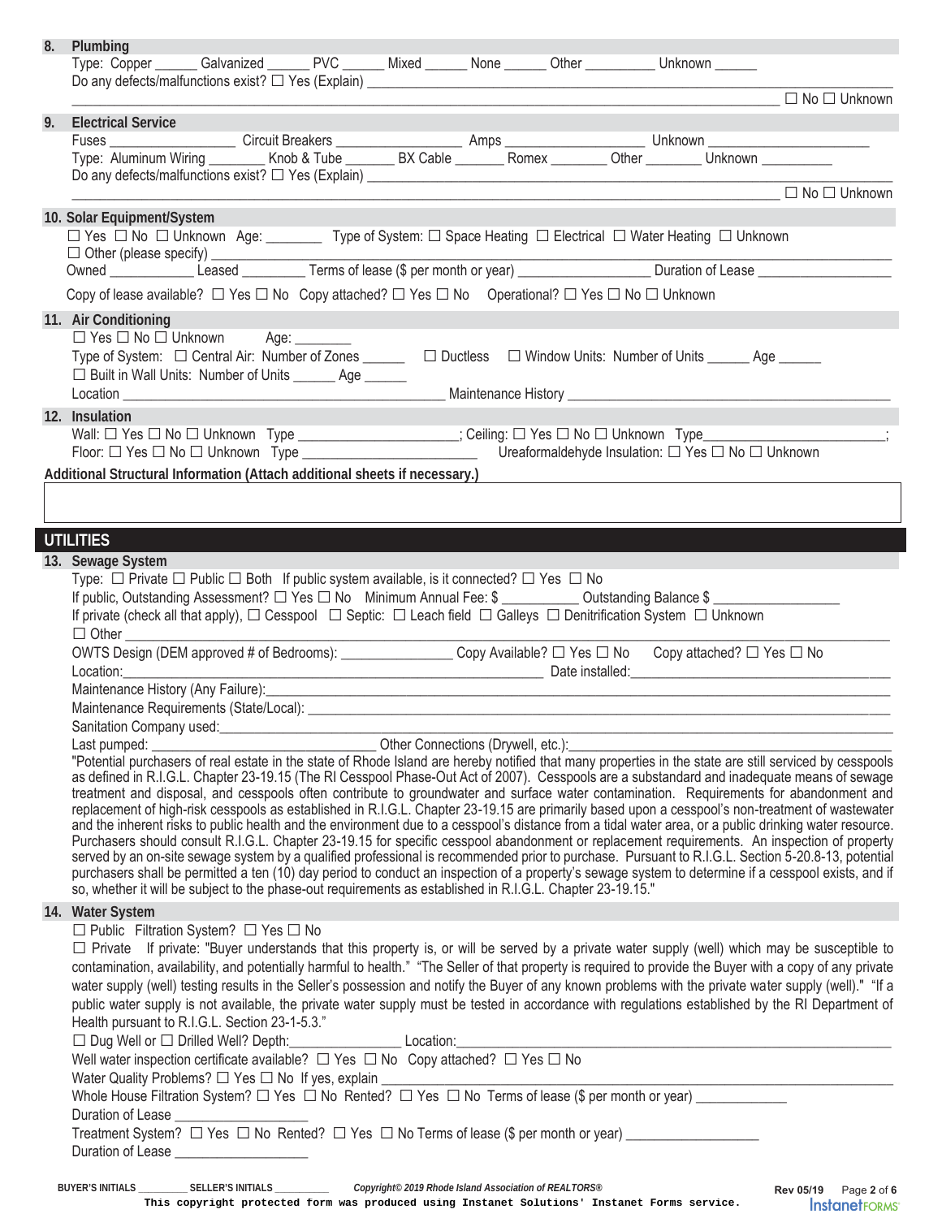**8. Plumbing**

Type: Copper ______ Galvanized ______ PVC ______ Mixed ______ None ______ Other __________ Unknown ______

Do any defects/malfunctions exist? ☐ Yes (Explain) ______________________________________________ ☐ No ☐ Unknown

**9. Electrical Service**

Fuses ________________ Circuit Breakers ________________ Amps ________________ Unknown ________________

Type: Aluminum Wiring ________ Knob & Tube _______ BX Cable _______ Romex ________ Other ________ Unknown __________

Do any defects/malfunctions exist? ☐ Yes (Explain) ______________________________________________ ☐ No ☐ Unknown

**10. Solar Equipment/System**

☐ Yes ☐ No ☐ Unknown Age: ________ Type of System: ☐ Space Heating ☐ Electrical ☐ Water Heating ☐ Unknown

☐ Other (please specify) ______________________________________________

Owned __________ Leased _________ Terms of lease ($ per month or year) _________________ Duration of Lease __________________

Copy of lease available? ☐ Yes ☐ No Copy attached? ☐ Yes ☐ No Operational? ☐ Yes ☐ No ☐ Unknown

**11. Air Conditioning**

☐ Yes ☐ No ☐ Unknown Age: ________

Type of System: ☐ Central Air: Number of Zones ______ ☐ Ductless ☐ Window Units: Number of Units ______ Age ______

☐ Built in Wall Units: Number of Units ______ Age ______

Location ______________________________ Maintenance History ______________________________

**12. Insulation**

Wall: ☐ Yes ☐ No ☐ Unknown Type ______________________; Ceiling: ☐ Yes ☐ No ☐ Unknown Type______________________;

Floor: ☐ Yes ☐ No ☐ Unknown Type ______________________ Ureaformaldehyde Insulation: ☐ Yes ☐ No ☐ Unknown

**Additional Structural Information (Attach additional sheets if necessary.)**

## UTILITIES

**13. Sewage System**

Type: ☐ Private ☐ Public ☐ Both If public system available, is it connected? ☐ Yes ☐ No

If public, Outstanding Assessment? ☐ Yes ☐ No Minimum Annual Fee: $ __________ Outstanding Balance $ ________________

If private (check all that apply), ☐ Cesspool ☐ Septic: ☐ Leach field ☐ Galleys ☐ Denitrification System ☐ Unknown

☐ Other ______________________________________________

OWTS Design (DEM approved # of Bedrooms): _______________ Copy Available? ☐ Yes ☐ No Copy attached? ☐ Yes ☐ No

Location:______________________________ Date installed:______________________________

Maintenance History (Any Failure):______________________________________________

Maintenance Requirements (State/Local): ______________________________________________

Sanitation Company used:______________________________________________

Last pumped: ______________________________ Other Connections (Drywell, etc.):______________________________

"Potential purchasers of real estate in the state of Rhode Island are hereby notified that many properties in the state are still serviced by cesspools as defined in R.I.G.L. Chapter 23-19.15 (The RI Cesspool Phase-Out Act of 2007). Cesspools are a substandard and inadequate means of sewage treatment and disposal, and cesspools often contribute to groundwater and surface water contamination. Requirements for abandonment and replacement of high-risk cesspools as established in R.I.G.L. Chapter 23-19.15 are primarily based upon a cesspool's non-treatment of wastewater and the inherent risks to public health and the environment due to a cesspool's distance from a tidal water area, or a public drinking water resource. Purchasers should consult R.I.G.L. Chapter 23-19.15 for specific cesspool abandonment or replacement requirements. An inspection of property served by an on-site sewage system by a qualified professional is recommended prior to purchase. Pursuant to R.I.G.L. Section 5-20.8-13, potential purchasers shall be permitted a ten (10) day period to conduct an inspection of a property's sewage system to determine if a cesspool exists, and if so, whether it will be subject to the phase-out requirements as established in R.I.G.L. Chapter 23-19.15."

**14. Water System**

☐ Public Filtration System? ☐ Yes ☐ No

☐ Private If private: "Buyer understands that this property is, or will be served by a private water supply (well) which may be susceptible to contamination, availability, and potentially harmful to health." "The Seller of that property is required to provide the Buyer with a copy of any private water supply (well) testing results in the Seller's possession and notify the Buyer of any known problems with the private water supply (well)." "If a public water supply is not available, the private water supply must be tested in accordance with regulations established by the RI Department of Health pursuant to R.I.G.L. Section 23-1-5.3."

☐ Dug Well or ☐ Drilled Well? Depth:_______________ Location:______________________________

Well water inspection certificate available? ☐ Yes ☐ No Copy attached? ☐ Yes ☐ No

Water Quality Problems? ☐ Yes ☐ No If yes, explain ______________________________

Whole House Filtration System? ☐ Yes ☐ No Rented? ☐ Yes ☐ No Terms of lease ($ per month or year) ____________

Duration of Lease _________________

Treatment System? ☐ Yes ☐ No Rented? ☐ Yes ☐ No Terms of lease ($ per month or year) __________________

Duration of Lease _________________

BUYER'S INITIALS _________ SELLER'S INITIALS __________ *Copyright© 2019 Rhode Island Association of REALTORS®* Rev 05/19

This copyright protected form was produced using Instanet Solutions' Instanet Forms service.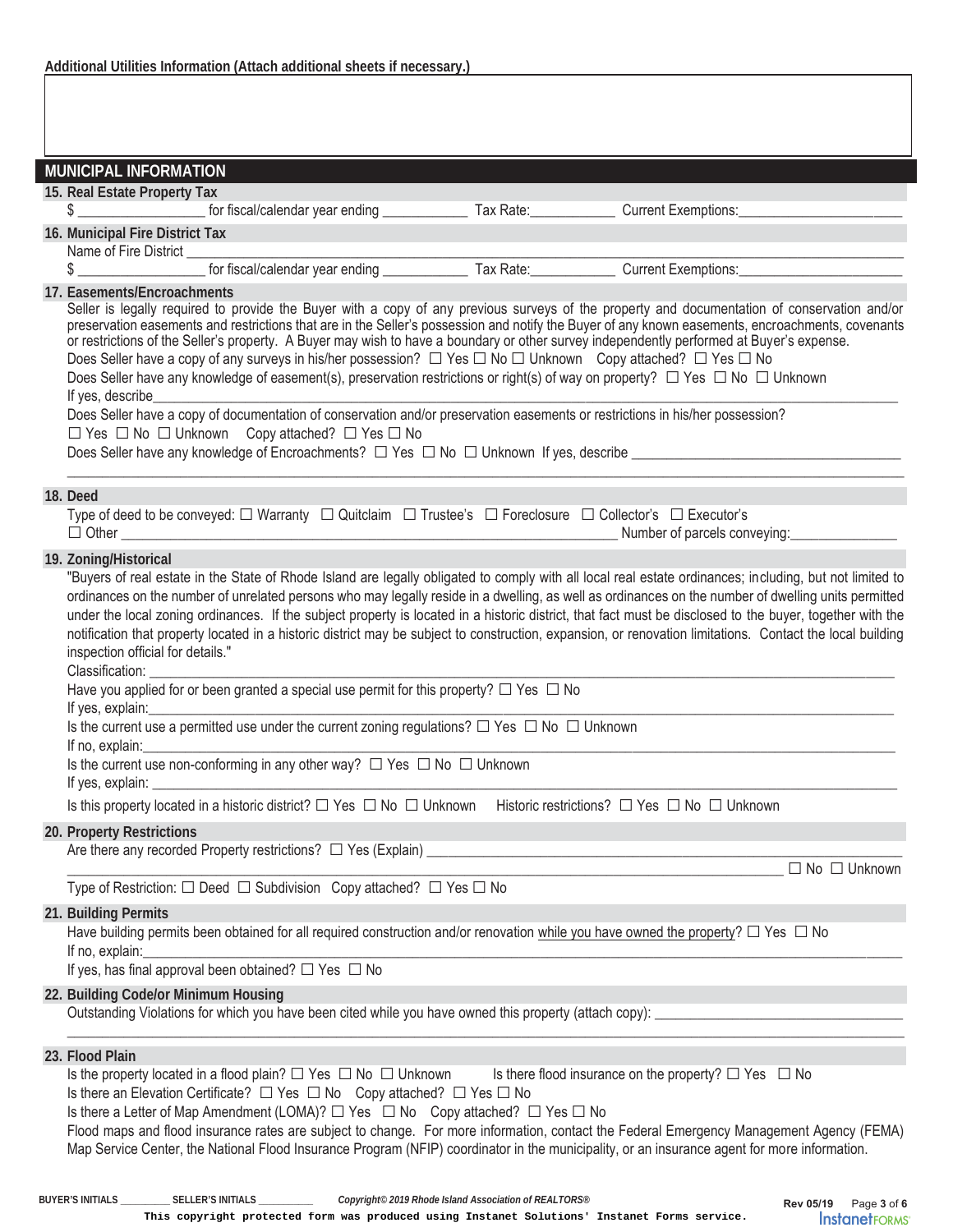**Additional Utilities Information (Attach additional sheets if necessary.)**

## MUNICIPAL INFORMATION

**15. Real Estate Property Tax**

$ __________________ for fiscal/calendar year ending ____________ Tax Rate:____________ Current Exemptions:_________________________

**16. Municipal Fire District Tax**

Name of Fire District _______________________________________________________________________________________________

$ __________________ for fiscal/calendar year ending ____________ Tax Rate:____________ Current Exemptions:_________________________

**17. Easements/Encroachments**

Seller is legally required to provide the Buyer with a copy of any previous surveys of the property and documentation of conservation and/or preservation easements and restrictions that are in the Seller's possession and notify the Buyer of any known easements, encroachments, covenants or restrictions of the Seller's property. A Buyer may wish to have a boundary or other survey independently performed at Buyer's expense.

Does Seller have a copy of any surveys in his/her possession? ☐ Yes ☐ No ☐ Unknown Copy attached? ☐ Yes ☐ No

Does Seller have any knowledge of easement(s), preservation restrictions or right(s) of way on property? ☐ Yes ☐ No ☐ Unknown

If yes, describe_______________________________________________________________________________________________

Does Seller have a copy of documentation of conservation and/or preservation easements or restrictions in his/her possession?

☐ Yes ☐ No ☐ Unknown Copy attached? ☐ Yes ☐ No

Does Seller have any knowledge of Encroachments? ☐ Yes ☐ No ☐ Unknown If yes, describe _____________________________________

_______________________________________________________________________________________________________________

**18. Deed**

Type of deed to be conveyed: ☐ Warranty ☐ Quitclaim ☐ Trustee's ☐ Foreclosure ☐ Collector's ☐ Executor's

☐ Other ________________________________________________________________ Number of parcels conveying:_______________

**19. Zoning/Historical**

"Buyers of real estate in the State of Rhode Island are legally obligated to comply with all local real estate ordinances; including, but not limited to ordinances on the number of unrelated persons who may legally reside in a dwelling, as well as ordinances on the number of dwelling units permitted under the local zoning ordinances. If the subject property is located in a historic district, that fact must be disclosed to the buyer, together with the notification that property located in a historic district may be subject to construction, expansion, or renovation limitations. Contact the local building inspection official for details."

Classification: _______________________________________________________________________________________________________

Have you applied for or been granted a special use permit for this property? ☐ Yes ☐ No

If yes, explain:________________________________________________________________________________________________________

Is the current use a permitted use under the current zoning regulations? ☐ Yes ☐ No ☐ Unknown

If no, explain:_________________________________________________________________________________________________________

Is the current use non-conforming in any other way? ☐ Yes ☐ No ☐ Unknown

If yes, explain: ________________________________________________________________________________________________________

Is this property located in a historic district? ☐ Yes ☐ No ☐ Unknown Historic restrictions? ☐ Yes ☐ No ☐ Unknown

**20. Property Restrictions**

Are there any recorded Property restrictions? ☐ Yes (Explain) ______________________________________________________________

_____________________________________________________________________________________________ ☐ No ☐ Unknown

Type of Restriction: ☐ Deed ☐ Subdivision Copy attached? ☐ Yes ☐ No

**21. Building Permits**

Have building permits been obtained for all required construction and/or renovation <u>while you have owned the property</u>? ☐ Yes ☐ No

If no, explain:_________________________________________________________________________________________________________

If yes, has final approval been obtained? ☐ Yes ☐ No

**22. Building Code/or Minimum Housing**

Outstanding Violations for which you have been cited while you have owned this property (attach copy): ___________________________________

_______________________________________________________________________________________________________________

**23. Flood Plain**

Is the property located in a flood plain? ☐ Yes ☐ No ☐ Unknown Is there flood insurance on the property? ☐ Yes ☐ No

Is there an Elevation Certificate? ☐ Yes ☐ No Copy attached? ☐ Yes ☐ No

Is there a Letter of Map Amendment (LOMA)? ☐ Yes ☐ No Copy attached? ☐ Yes ☐ No

Flood maps and flood insurance rates are subject to change. For more information, contact the Federal Emergency Management Agency (FEMA) Map Service Center, the National Flood Insurance Program (NFIP) coordinator in the municipality, or an insurance agent for more information.

BUYER'S INITIALS _________ SELLER'S INITIALS __________ *Copyright© 2019 Rhode Island Association of REALTORS®* Rev 05/19

This copyright protected form was produced using Instanet Solutions' Instanet Forms service.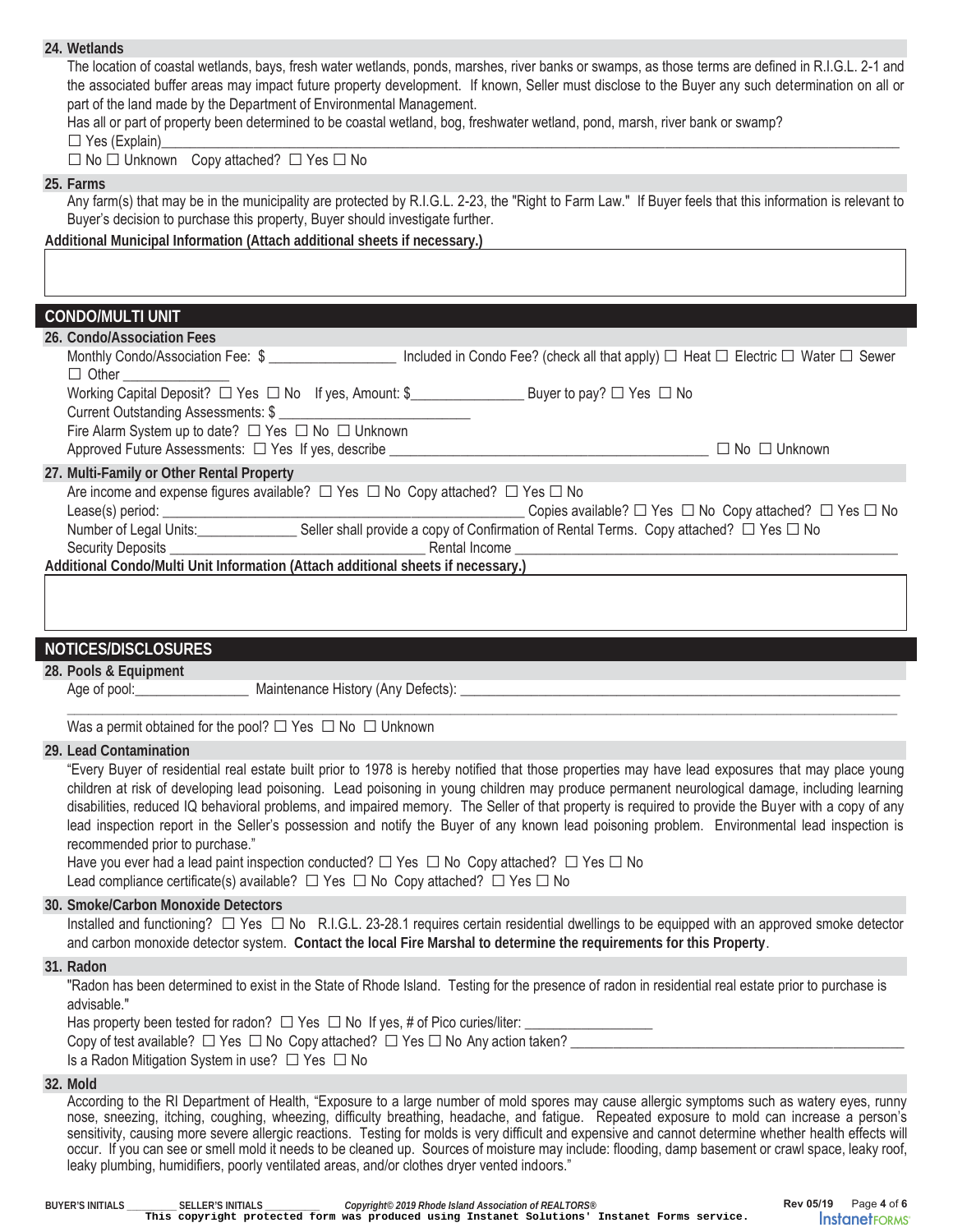### 24. Wetlands

The location of coastal wetlands, bays, fresh water wetlands, ponds, marshes, river banks or swamps, as those terms are defined in R.I.G.L. 2-1 and the associated buffer areas may impact future property development. If known, Seller must disclose to the Buyer any such determination on all or part of the land made by the Department of Environmental Management.

Has all or part of property been determined to be coastal wetland, bog, freshwater wetland, pond, marsh, river bank or swamp?

☐ Yes (Explain)________________________________________________________________________________________________

☐ No ☐ Unknown Copy attached? ☐ Yes ☐ No

### 25. Farms

Any farm(s) that may be in the municipality are protected by R.I.G.L. 2-23, the "Right to Farm Law." If Buyer feels that this information is relevant to Buyer's decision to purchase this property, Buyer should investigate further.

**Additional Municipal Information (Attach additional sheets if necessary.)**

## CONDO/MULTI UNIT

### 26. Condo/Association Fees

Monthly Condo/Association Fee: $ _________________ Included in Condo Fee? (check all that apply) ☐ Heat ☐ Electric ☐ Water ☐ Sewer ☐ Other _______________

Working Capital Deposit? ☐ Yes ☐ No If yes, Amount: $________________ Buyer to pay? ☐ Yes ☐ No

Current Outstanding Assessments: $ ________________________

Fire Alarm System up to date? ☐ Yes ☐ No ☐ Unknown

Approved Future Assessments: ☐ Yes If yes, describe ____________________________________________ ☐ No ☐ Unknown

### 27. Multi-Family or Other Rental Property

Are income and expense figures available? ☐ Yes ☐ No Copy attached? ☐ Yes ☐ No

Lease(s) period: _________________________________________________ Copies available? ☐ Yes ☐ No Copy attached? ☐ Yes ☐ No

Number of Legal Units:______________ Seller shall provide a copy of Confirmation of Rental Terms. Copy attached? ☐ Yes ☐ No

Security Deposits __________________________________ Rental Income ______________________________________________________

**Additional Condo/Multi Unit Information (Attach additional sheets if necessary.)**

## NOTICES/DISCLOSURES

### 28. Pools & Equipment

Age of pool:________________ Maintenance History (Any Defects): ________________________________________________________________

__________________________________________________________________________________________________________

Was a permit obtained for the pool? ☐ Yes ☐ No ☐ Unknown

### 29. Lead Contamination

"Every Buyer of residential real estate built prior to 1978 is hereby notified that those properties may have lead exposures that may place young children at risk of developing lead poisoning. Lead poisoning in young children may produce permanent neurological damage, including learning disabilities, reduced IQ behavioral problems, and impaired memory. The Seller of that property is required to provide the Buyer with a copy of any lead inspection report in the Seller's possession and notify the Buyer of any known lead poisoning problem. Environmental lead inspection is recommended prior to purchase."

Have you ever had a lead paint inspection conducted? ☐ Yes ☐ No Copy attached? ☐ Yes ☐ No

Lead compliance certificate(s) available? ☐ Yes ☐ No Copy attached? ☐ Yes ☐ No

### 30. Smoke/Carbon Monoxide Detectors

Installed and functioning? ☐ Yes ☐ No R.I.G.L. 23-28.1 requires certain residential dwellings to be equipped with an approved smoke detector and carbon monoxide detector system. **Contact the local Fire Marshal to determine the requirements for this Property**.

### 31. Radon

"Radon has been determined to exist in the State of Rhode Island. Testing for the presence of radon in residential real estate prior to purchase is advisable."

Has property been tested for radon? ☐ Yes ☐ No If yes, # of Pico curies/liter: _________________

Copy of test available? ☐ Yes ☐ No Copy attached? ☐ Yes ☐ No Any action taken? ________________________________________________

Is a Radon Mitigation System in use? ☐ Yes ☐ No

### 32. Mold

According to the RI Department of Health, "Exposure to a large number of mold spores may cause allergic symptoms such as watery eyes, runny nose, sneezing, itching, coughing, wheezing, difficulty breathing, headache, and fatigue. Repeated exposure to mold can increase a person's sensitivity, causing more severe allergic reactions. Testing for molds is very difficult and expensive and cannot determine whether health effects will occur. If you can see or smell mold it needs to be cleaned up. Sources of moisture may include: flooding, damp basement or crawl space, leaky roof, leaky plumbing, humidifiers, poorly ventilated areas, and/or clothes dryer vented indoors."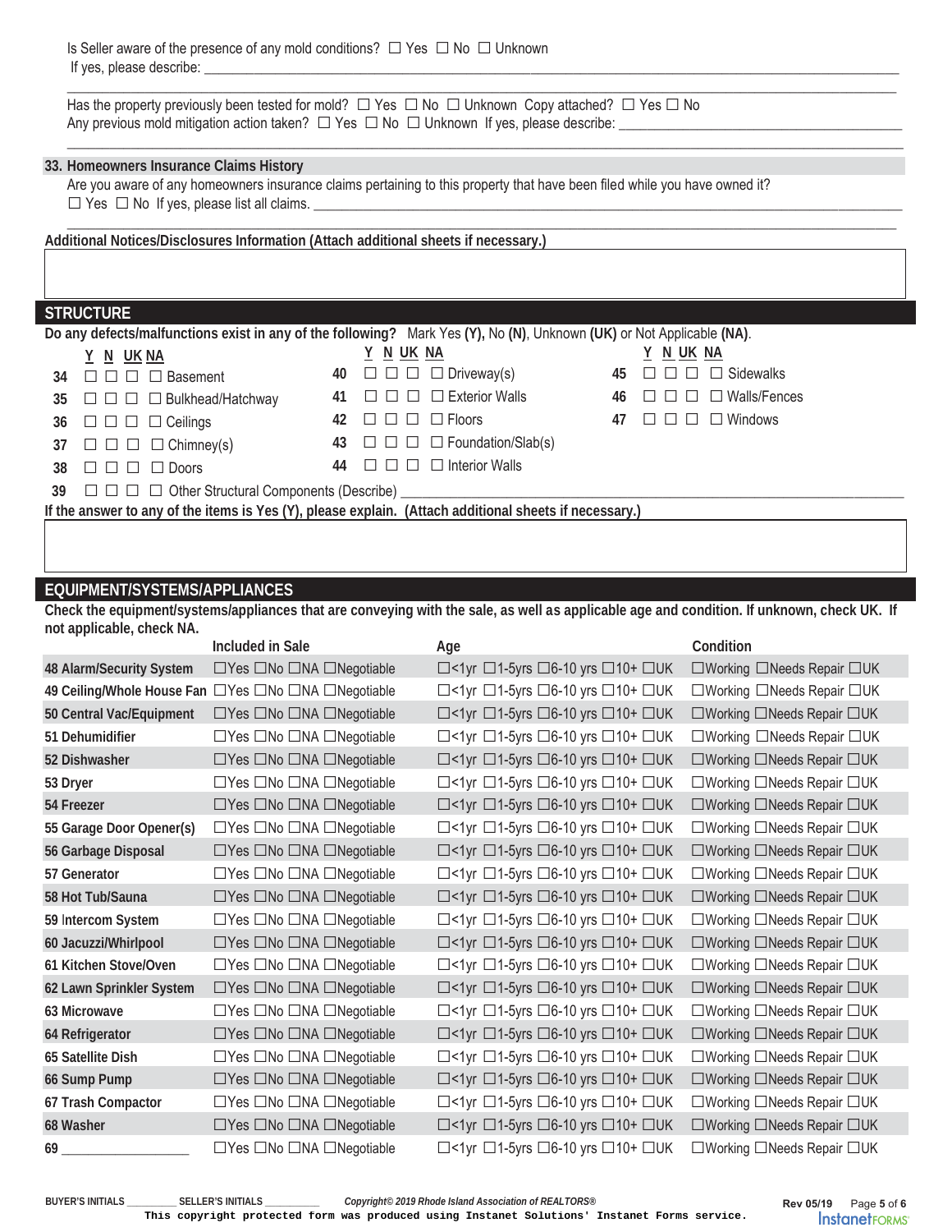Is Seller aware of the presence of any mold conditions? ☐ Yes ☐ No ☐ Unknown
If yes, please describe: ___________________________________________________________________________

___________________________________________________________________________________________________

Has the property previously been tested for mold? ☐ Yes ☐ No ☐ Unknown Copy attached? ☐ Yes ☐ No
Any previous mold mitigation action taken? ☐ Yes ☐ No ☐ Unknown If yes, please describe: ________________________

___________________________________________________________________________________________________

## 33. Homeowners Insurance Claims History

Are you aware of any homeowners insurance claims pertaining to this property that have been filed while you have owned it?
☐ Yes ☐ No If yes, please list all claims. ______________________________________________________________

___________________________________________________________________________________________________

**Additional Notices/Disclosures Information (Attach additional sheets if necessary.)**

## STRUCTURE

**Do any defects/malfunctions exist in any of the following?** Mark Yes **(Y)**, No **(N)**, Unknown **(UK)** or Not Applicable **(NA)**.

| # | Y | N | UK | NA | Item | # | Y | N | UK | NA | Item | # | Y | N | UK | NA | Item |
|---|---|---|---|---|---|---|---|---|---|---|---|---|---|---|---|---|---|
| 34 | ☐ | ☐ | ☐ | ☐ | Basement | 40 | ☐ | ☐ | ☐ | ☐ | Driveway(s) | 45 | ☐ | ☐ | ☐ | ☐ | Sidewalks |
| 35 | ☐ | ☐ | ☐ | ☐ | Bulkhead/Hatchway | 41 | ☐ | ☐ | ☐ | ☐ | Exterior Walls | 46 | ☐ | ☐ | ☐ | ☐ | Walls/Fences |
| 36 | ☐ | ☐ | ☐ | ☐ | Ceilings | 42 | ☐ | ☐ | ☐ | ☐ | Floors | 47 | ☐ | ☐ | ☐ | ☐ | Windows |
| 37 | ☐ | ☐ | ☐ | ☐ | Chimney(s) | 43 | ☐ | ☐ | ☐ | ☐ | Foundation/Slab(s) | | | | | | |
| 38 | ☐ | ☐ | ☐ | ☐ | Doors | 44 | ☐ | ☐ | ☐ | ☐ | Interior Walls | | | | | | |

39 ☐ ☐ ☐ ☐ Other Structural Components (Describe) ____________________________________________________

**If the answer to any of the items is Yes (Y), please explain. (Attach additional sheets if necessary.)**

## EQUIPMENT/SYSTEMS/APPLIANCES

**Check the equipment/systems/appliances that are conveying with the sale, as well as applicable age and condition. If unknown, check UK. If not applicable, check NA.**

| | Included in Sale | Age | Condition |
|---|---|---|---|
| **48 Alarm/Security System** | ☐Yes ☐No ☐NA ☐Negotiable | ☐<1yr ☐1-5yrs ☐6-10 yrs ☐10+ ☐UK | ☐Working ☐Needs Repair ☐UK |
| **49 Ceiling/Whole House Fan** | ☐Yes ☐No ☐NA ☐Negotiable | ☐<1yr ☐1-5yrs ☐6-10 yrs ☐10+ ☐UK | ☐Working ☐Needs Repair ☐UK |
| **50 Central Vac/Equipment** | ☐Yes ☐No ☐NA ☐Negotiable | ☐<1yr ☐1-5yrs ☐6-10 yrs ☐10+ ☐UK | ☐Working ☐Needs Repair ☐UK |
| **51 Dehumidifier** | ☐Yes ☐No ☐NA ☐Negotiable | ☐<1yr ☐1-5yrs ☐6-10 yrs ☐10+ ☐UK | ☐Working ☐Needs Repair ☐UK |
| **52 Dishwasher** | ☐Yes ☐No ☐NA ☐Negotiable | ☐<1yr ☐1-5yrs ☐6-10 yrs ☐10+ ☐UK | ☐Working ☐Needs Repair ☐UK |
| **53 Dryer** | ☐Yes ☐No ☐NA ☐Negotiable | ☐<1yr ☐1-5yrs ☐6-10 yrs ☐10+ ☐UK | ☐Working ☐Needs Repair ☐UK |
| **54 Freezer** | ☐Yes ☐No ☐NA ☐Negotiable | ☐<1yr ☐1-5yrs ☐6-10 yrs ☐10+ ☐UK | ☐Working ☐Needs Repair ☐UK |
| **55 Garage Door Opener(s)** | ☐Yes ☐No ☐NA ☐Negotiable | ☐<1yr ☐1-5yrs ☐6-10 yrs ☐10+ ☐UK | ☐Working ☐Needs Repair ☐UK |
| **56 Garbage Disposal** | ☐Yes ☐No ☐NA ☐Negotiable | ☐<1yr ☐1-5yrs ☐6-10 yrs ☐10+ ☐UK | ☐Working ☐Needs Repair ☐UK |
| **57 Generator** | ☐Yes ☐No ☐NA ☐Negotiable | ☐<1yr ☐1-5yrs ☐6-10 yrs ☐10+ ☐UK | ☐Working ☐Needs Repair ☐UK |
| **58 Hot Tub/Sauna** | ☐Yes ☐No ☐NA ☐Negotiable | ☐<1yr ☐1-5yrs ☐6-10 yrs ☐10+ ☐UK | ☐Working ☐Needs Repair ☐UK |
| **59 Intercom System** | ☐Yes ☐No ☐NA ☐Negotiable | ☐<1yr ☐1-5yrs ☐6-10 yrs ☐10+ ☐UK | ☐Working ☐Needs Repair ☐UK |
| **60 Jacuzzi/Whirlpool** | ☐Yes ☐No ☐NA ☐Negotiable | ☐<1yr ☐1-5yrs ☐6-10 yrs ☐10+ ☐UK | ☐Working ☐Needs Repair ☐UK |
| **61 Kitchen Stove/Oven** | ☐Yes ☐No ☐NA ☐Negotiable | ☐<1yr ☐1-5yrs ☐6-10 yrs ☐10+ ☐UK | ☐Working ☐Needs Repair ☐UK |
| **62 Lawn Sprinkler System** | ☐Yes ☐No ☐NA ☐Negotiable | ☐<1yr ☐1-5yrs ☐6-10 yrs ☐10+ ☐UK | ☐Working ☐Needs Repair ☐UK |
| **63 Microwave** | ☐Yes ☐No ☐NA ☐Negotiable | ☐<1yr ☐1-5yrs ☐6-10 yrs ☐10+ ☐UK | ☐Working ☐Needs Repair ☐UK |
| **64 Refrigerator** | ☐Yes ☐No ☐NA ☐Negotiable | ☐<1yr ☐1-5yrs ☐6-10 yrs ☐10+ ☐UK | ☐Working ☐Needs Repair ☐UK |
| **65 Satellite Dish** | ☐Yes ☐No ☐NA ☐Negotiable | ☐<1yr ☐1-5yrs ☐6-10 yrs ☐10+ ☐UK | ☐Working ☐Needs Repair ☐UK |
| **66 Sump Pump** | ☐Yes ☐No ☐NA ☐Negotiable | ☐<1yr ☐1-5yrs ☐6-10 yrs ☐10+ ☐UK | ☐Working ☐Needs Repair ☐UK |
| **67 Trash Compactor** | ☐Yes ☐No ☐NA ☐Negotiable | ☐<1yr ☐1-5yrs ☐6-10 yrs ☐10+ ☐UK | ☐Working ☐Needs Repair ☐UK |
| **68 Washer** | ☐Yes ☐No ☐NA ☐Negotiable | ☐<1yr ☐1-5yrs ☐6-10 yrs ☐10+ ☐UK | ☐Working ☐Needs Repair ☐UK |
| **69** ________________ | ☐Yes ☐No ☐NA ☐Negotiable | ☐<1yr ☐1-5yrs ☐6-10 yrs ☐10+ ☐UK | ☐Working ☐Needs Repair ☐UK |

BUYER'S INITIALS _________ SELLER'S INITIALS _________ *Copyright© 2019 Rhode Island Association of REALTORS®* Rev 05/19

This copyright protected form was produced using Instanet Solutions' Instanet Forms service.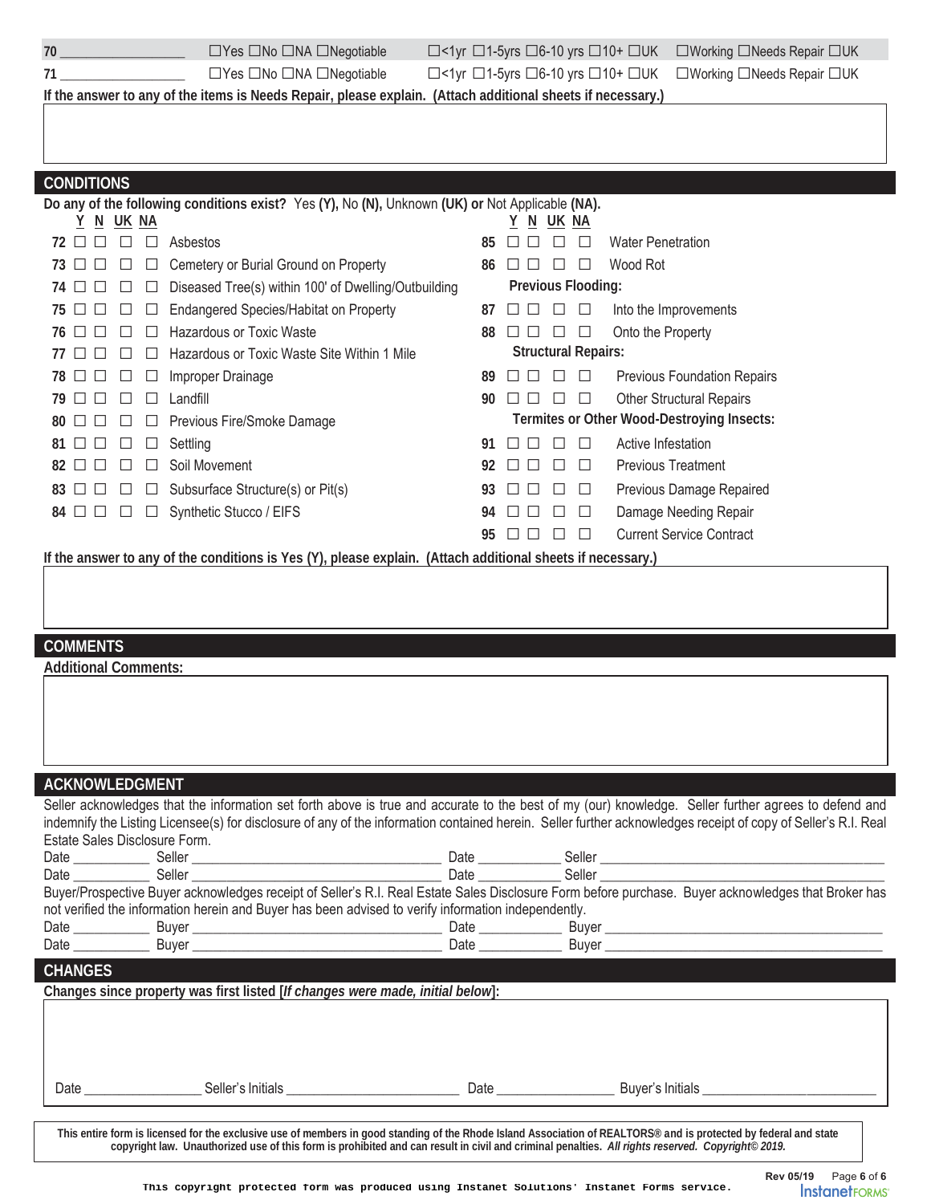| | | | |
|---|---|---|---|
| 70 __________________ | ☐Yes ☐No ☐NA ☐Negotiable | ☐<1yr ☐1-5yrs ☐6-10 yrs ☐10+ ☐UK | ☐Working ☐Needs Repair ☐UK |
| 71 __________________ | ☐Yes ☐No ☐NA ☐Negotiable | ☐<1yr ☐1-5yrs ☐6-10 yrs ☐10+ ☐UK | ☐Working ☐Needs Repair ☐UK |

**If the answer to any of the items is Needs Repair, please explain. (Attach additional sheets if necessary.)**

## CONDITIONS

**Do any of the following conditions exist?** Yes **(Y)**, No **(N)**, Unknown **(UK)** or Not Applicable **(NA)**.

| # | Y | N | UK | NA | Condition |
|---|---|---|---|---|---|
| 72 | ☐ | ☐ | ☐ | ☐ | Asbestos |
| 73 | ☐ | ☐ | ☐ | ☐ | Cemetery or Burial Ground on Property |
| 74 | ☐ | ☐ | ☐ | ☐ | Diseased Tree(s) within 100' of Dwelling/Outbuilding |
| 75 | ☐ | ☐ | ☐ | ☐ | Endangered Species/Habitat on Property |
| 76 | ☐ | ☐ | ☐ | ☐ | Hazardous or Toxic Waste |
| 77 | ☐ | ☐ | ☐ | ☐ | Hazardous or Toxic Waste Site Within 1 Mile |
| 78 | ☐ | ☐ | ☐ | ☐ | Improper Drainage |
| 79 | ☐ | ☐ | ☐ | ☐ | Landfill |
| 80 | ☐ | ☐ | ☐ | ☐ | Previous Fire/Smoke Damage |
| 81 | ☐ | ☐ | ☐ | ☐ | Settling |
| 82 | ☐ | ☐ | ☐ | ☐ | Soil Movement |
| 83 | ☐ | ☐ | ☐ | ☐ | Subsurface Structure(s) or Pit(s) |
| 84 | ☐ | ☐ | ☐ | ☐ | Synthetic Stucco / EIFS |
| 85 | ☐ | ☐ | ☐ | ☐ | Water Penetration |
| 86 | ☐ | ☐ | ☐ | ☐ | Wood Rot |
| | | | | | **Previous Flooding:** |
| 87 | ☐ | ☐ | ☐ | ☐ | Into the Improvements |
| 88 | ☐ | ☐ | ☐ | ☐ | Onto the Property |
| | | | | | **Structural Repairs:** |
| 89 | ☐ | ☐ | ☐ | ☐ | Previous Foundation Repairs |
| 90 | ☐ | ☐ | ☐ | ☐ | Other Structural Repairs |
| | | | | | **Termites or Other Wood-Destroying Insects:** |
| 91 | ☐ | ☐ | ☐ | ☐ | Active Infestation |
| 92 | ☐ | ☐ | ☐ | ☐ | Previous Treatment |
| 93 | ☐ | ☐ | ☐ | ☐ | Previous Damage Repaired |
| 94 | ☐ | ☐ | ☐ | ☐ | Damage Needing Repair |
| 95 | ☐ | ☐ | ☐ | ☐ | Current Service Contract |

**If the answer to any of the conditions is Yes (Y), please explain. (Attach additional sheets if necessary.)**

## COMMENTS

**Additional Comments:**

## ACKNOWLEDGMENT

Seller acknowledges that the information set forth above is true and accurate to the best of my (our) knowledge. Seller further agrees to defend and indemnify the Listing Licensee(s) for disclosure of any of the information contained herein. Seller further acknowledges receipt of copy of Seller's R.I. Real Estate Sales Disclosure Form.

Date __________ Seller ___________________________________ Date ___________ Seller ________________________________________

Date __________ Seller ___________________________________ Date ___________ Seller ________________________________________

Buyer/Prospective Buyer acknowledges receipt of Seller's R.I. Real Estate Sales Disclosure Form before purchase. Buyer acknowledges that Broker has not verified the information herein and Buyer has been advised to verify information independently.

Date __________ Buyer ___________________________________ Date ___________ Buyer ________________________________________

Date __________ Buyer ___________________________________ Date ___________ Buyer ________________________________________

## CHANGES

**Changes since property was first listed [*If changes were made, initial below*]:**

Date ________________ Seller's Initials ________________________ Date ________________ Buyer's Initials ________________________

**This entire form is licensed for the exclusive use of members in good standing of the Rhode Island Association of REALTORS® and is protected by federal and state copyright law. Unauthorized use of this form is prohibited and can result in civil and criminal penalties. *All rights reserved. Copyright© 2019.***

This copyright protected form was produced using Instanet Solutions' Instanet Forms service.

Rev 05/19